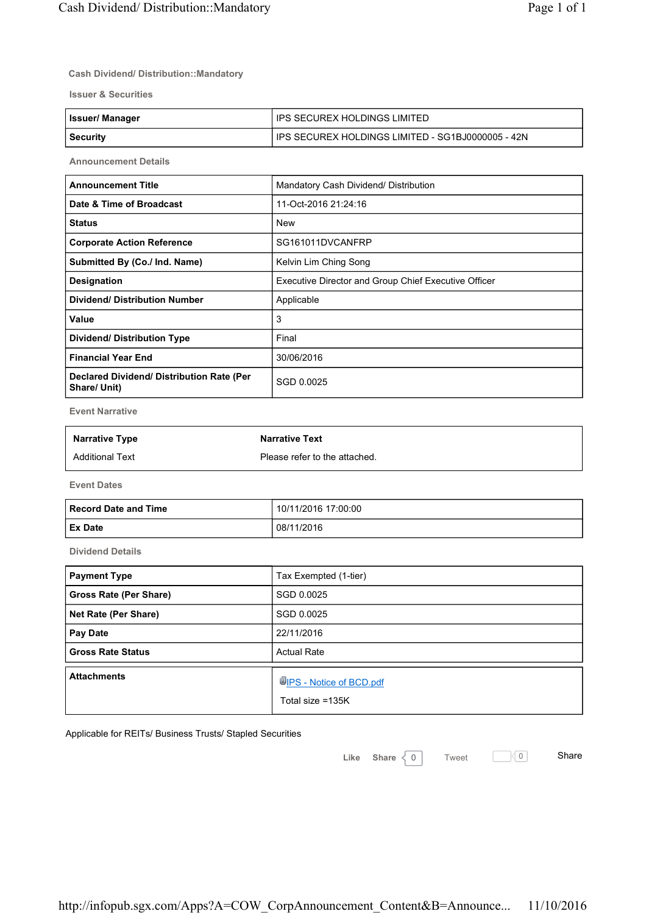# Cash Dividend/ Distribution::Mandatory

## Issuer & Securities

| Issuer/ Manager | IPS SECUREX HOLDINGS LIMITED |
|---|---|
| Security | IPS SECUREX HOLDINGS LIMITED - SG1BJ0000005 - 42N |

## Announcement Details

| Announcement Title | Mandatory Cash Dividend/ Distribution |
|---|---|
| Date & Time of Broadcast | 11-Oct-2016 21:24:16 |
| Status | New |
| Corporate Action Reference | SG161011DVCANFRP |
| Submitted By (Co./ Ind. Name) | Kelvin Lim Ching Song |
| Designation | Executive Director and Group Chief Executive Officer |
| Dividend/ Distribution Number | Applicable |
| Value | 3 |
| Dividend/ Distribution Type | Final |
| Financial Year End | 30/06/2016 |
| Declared Dividend/ Distribution Rate (Per Share/ Unit) | SGD 0.0025 |

## Event Narrative

| Narrative Type | Narrative Text |
|---|---|
| Additional Text | Please refer to the attached. |

## Event Dates

| Record Date and Time | 10/11/2016 17:00:00 |
|---|---|
| Ex Date | 08/11/2016 |

## Dividend Details

| Payment Type | Tax Exempted (1-tier) |
|---|---|
| Gross Rate (Per Share) | SGD 0.0025 |
| Net Rate (Per Share) | SGD 0.0025 |
| Pay Date | 22/11/2016 |
| Gross Rate Status | Actual Rate |

| Attachments | IPS - Notice of BCD.pdf<br>Total size =135K |
|---|---|

Applicable for REITs/ Business Trusts/ Stapled Securities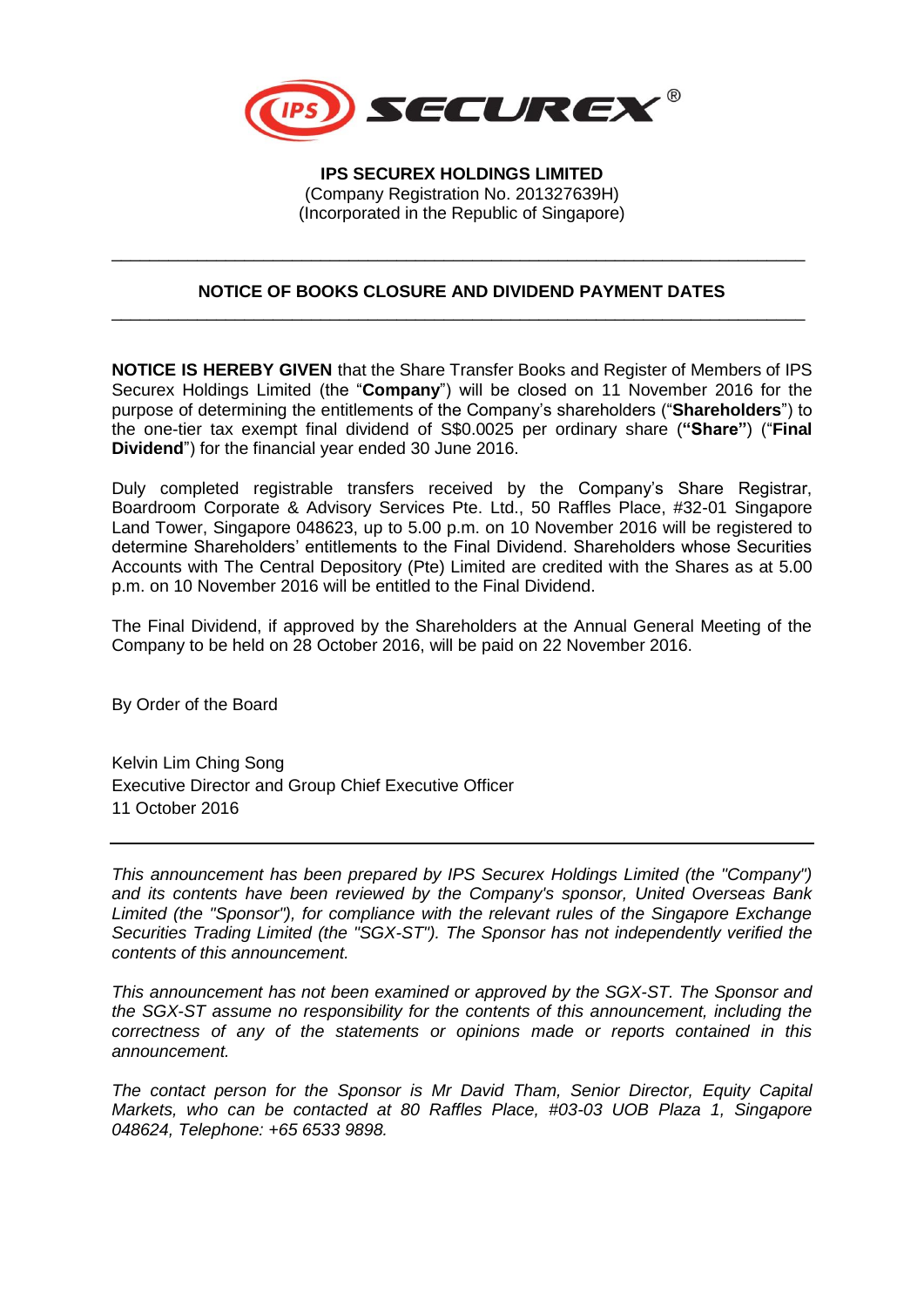**IPS SECUREX HOLDINGS LIMITED**
(Company Registration No. 201327639H)
(Incorporated in the Republic of Singapore)

---

## NOTICE OF BOOKS CLOSURE AND DIVIDEND PAYMENT DATES

---

**NOTICE IS HEREBY GIVEN** that the Share Transfer Books and Register of Members of IPS Securex Holdings Limited (the "**Company**") will be closed on 11 November 2016 for the purpose of determining the entitlements of the Company's shareholders ("**Shareholders**") to the one-tier tax exempt final dividend of S$0.0025 per ordinary share (**"Share"**) ("**Final Dividend**") for the financial year ended 30 June 2016.

Duly completed registrable transfers received by the Company's Share Registrar, Boardroom Corporate & Advisory Services Pte. Ltd., 50 Raffles Place, #32-01 Singapore Land Tower, Singapore 048623, up to 5.00 p.m. on 10 November 2016 will be registered to determine Shareholders' entitlements to the Final Dividend. Shareholders whose Securities Accounts with The Central Depository (Pte) Limited are credited with the Shares as at 5.00 p.m. on 10 November 2016 will be entitled to the Final Dividend.

The Final Dividend, if approved by the Shareholders at the Annual General Meeting of the Company to be held on 28 October 2016, will be paid on 22 November 2016.

By Order of the Board

Kelvin Lim Ching Song
Executive Director and Group Chief Executive Officer
11 October 2016

---

*This announcement has been prepared by IPS Securex Holdings Limited (the "Company") and its contents have been reviewed by the Company's sponsor, United Overseas Bank Limited (the "Sponsor"), for compliance with the relevant rules of the Singapore Exchange Securities Trading Limited (the "SGX-ST"). The Sponsor has not independently verified the contents of this announcement.*

*This announcement has not been examined or approved by the SGX-ST. The Sponsor and the SGX-ST assume no responsibility for the contents of this announcement, including the correctness of any of the statements or opinions made or reports contained in this announcement.*

*The contact person for the Sponsor is Mr David Tham, Senior Director, Equity Capital Markets, who can be contacted at 80 Raffles Place, #03-03 UOB Plaza 1, Singapore 048624, Telephone: +65 6533 9898.*